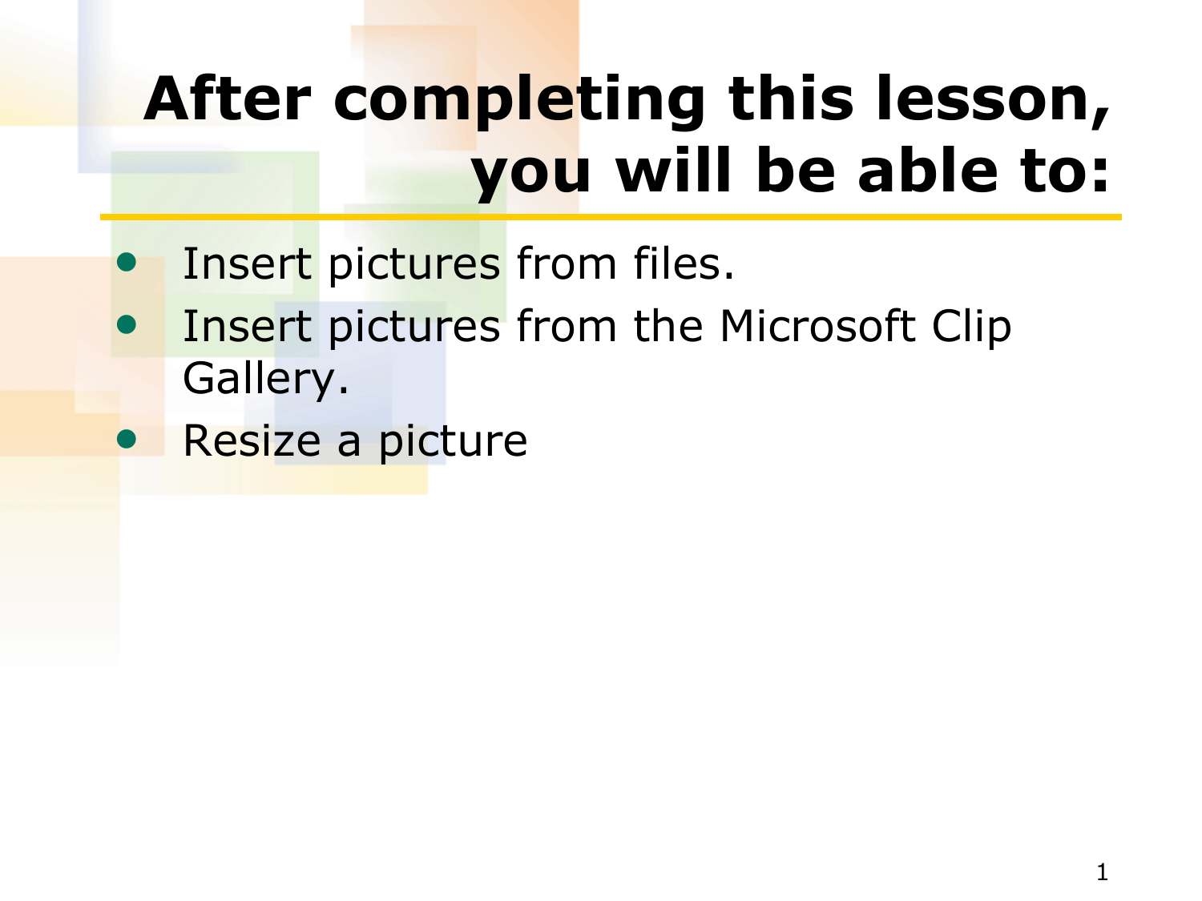# After completing this lesson, you will be able to:

- Insert pictures from files.
- Insert pictures from the Microsoft Clip Gallery.
- Resize a picture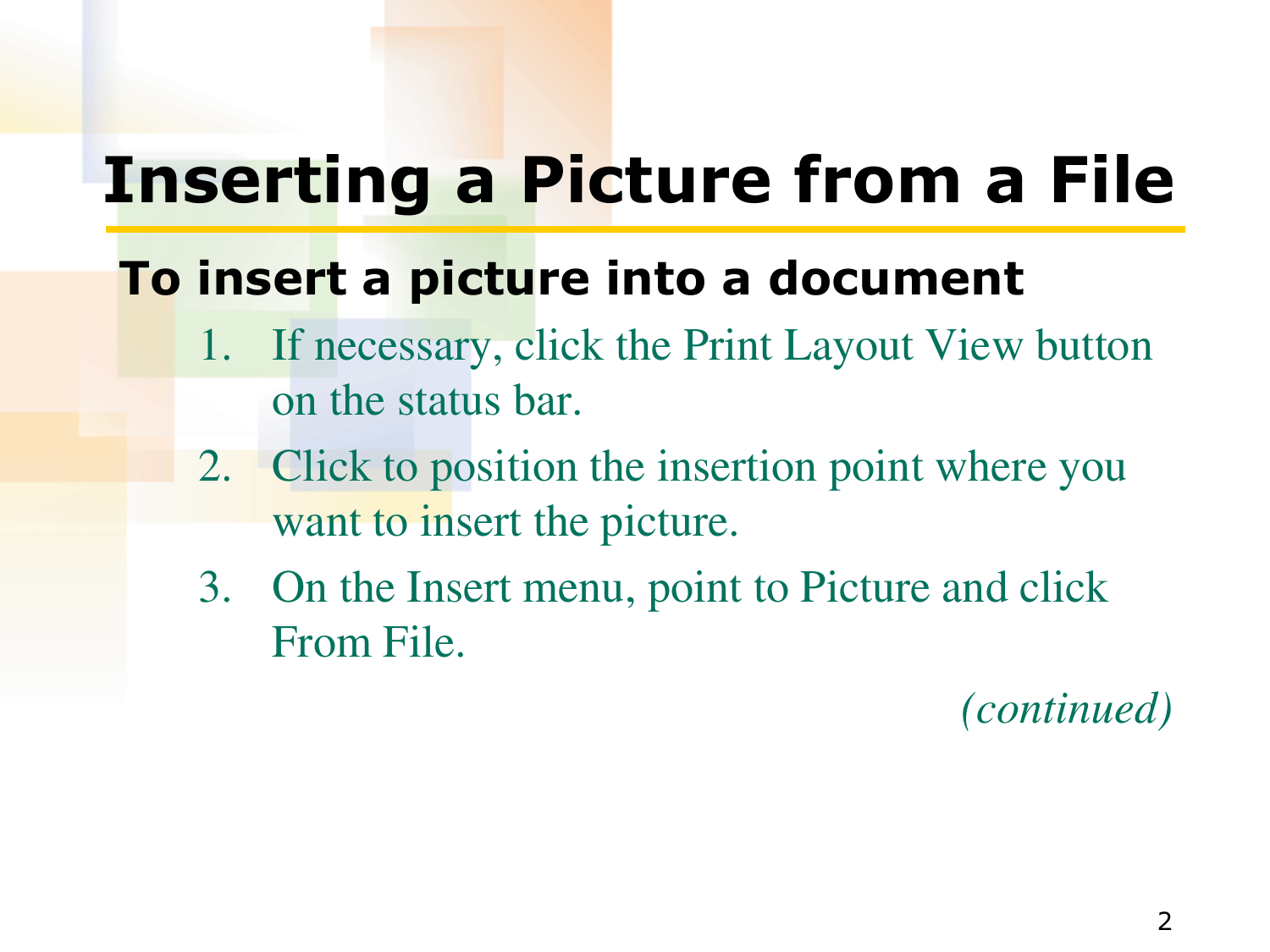# Inserting a Picture from a File

**To insert a picture into a document**

1. If necessary, click the Print Layout View button on the status bar.
2. Click to position the insertion point where you want to insert the picture.
3. On the Insert menu, point to Picture and click From File.

*(continued)*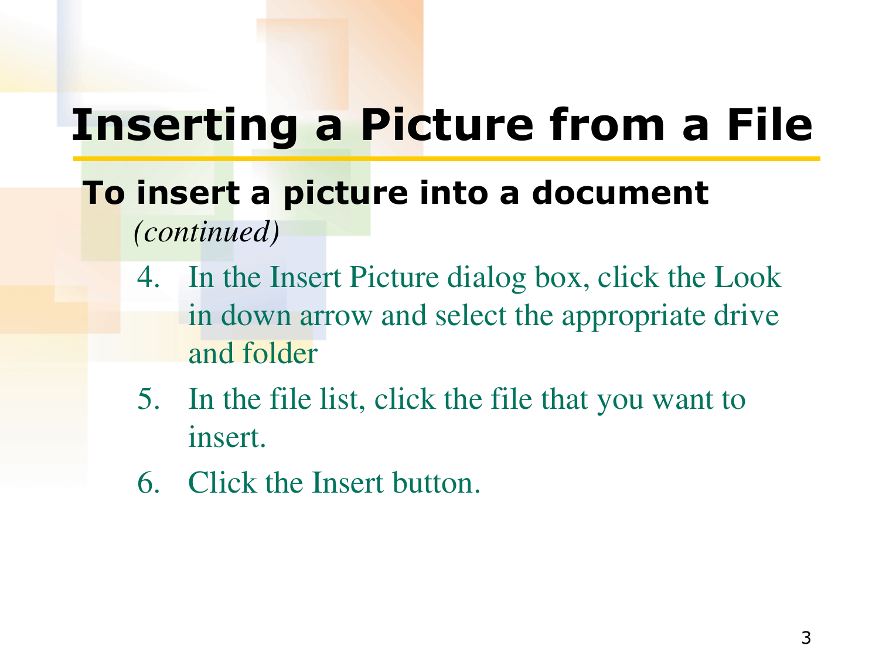# Inserting a Picture from a File

**To insert a picture into a document** *(continued)*

4. In the Insert Picture dialog box, click the Look in down arrow and select the appropriate drive and folder
5. In the file list, click the file that you want to insert.
6. Click the Insert button.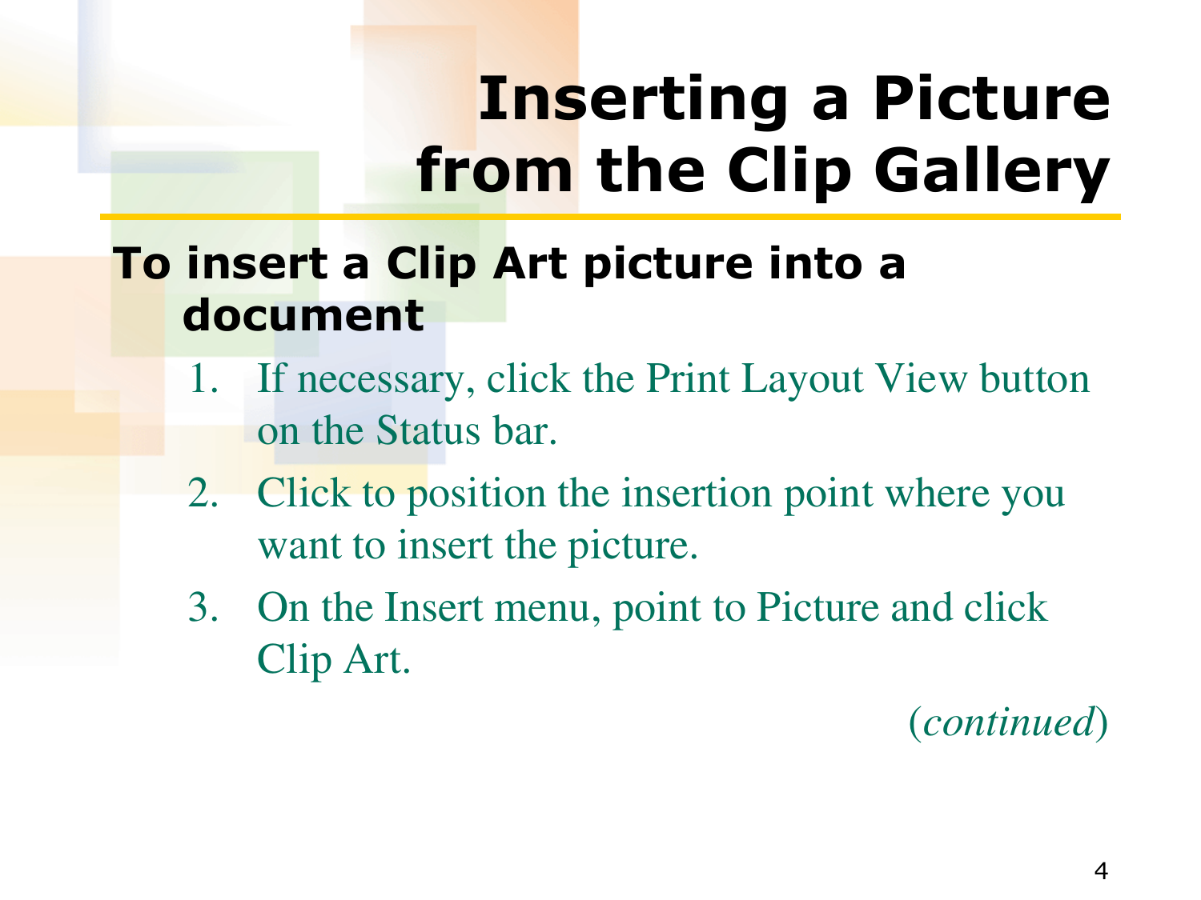# Inserting a Picture from the Clip Gallery

**To insert a Clip Art picture into a document**

1. If necessary, click the Print Layout View button on the Status bar.
2. Click to position the insertion point where you want to insert the picture.
3. On the Insert menu, point to Picture and click Clip Art.

(*continued*)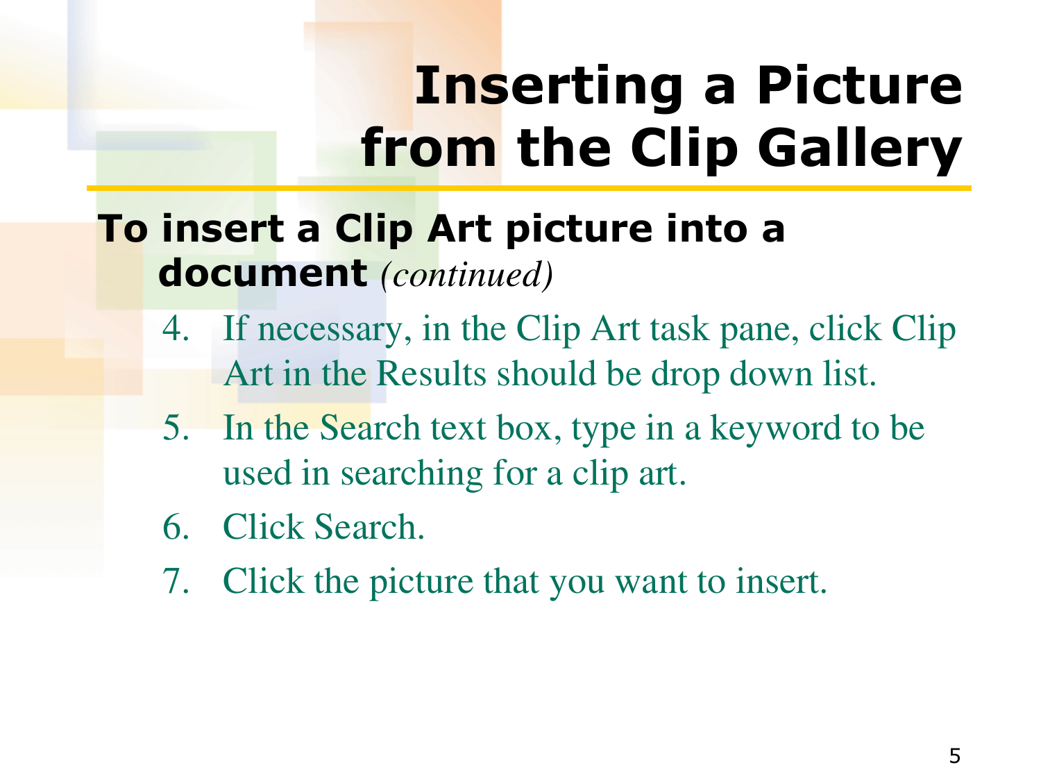# Inserting a Picture from the Clip Gallery

**To insert a Clip Art picture into a document** *(continued)*

4. If necessary, in the Clip Art task pane, click Clip Art in the Results should be drop down list.
5. In the Search text box, type in a keyword to be used in searching for a clip art.
6. Click Search.
7. Click the picture that you want to insert.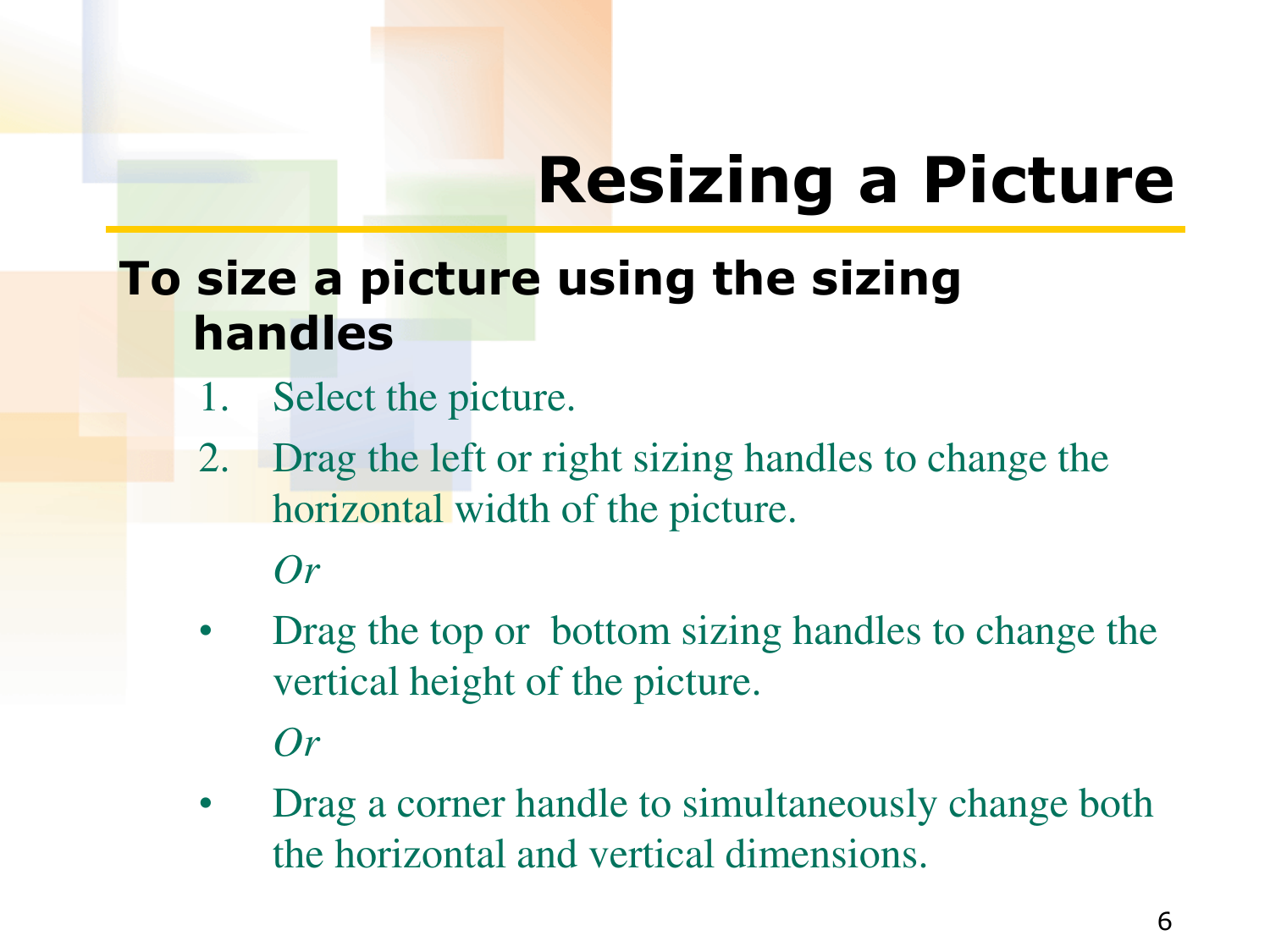# Resizing a Picture

**To size a picture using the sizing handles**

1. Select the picture.
2. Drag the left or right sizing handles to change the horizontal width of the picture.

   *Or*

- Drag the top or bottom sizing handles to change the vertical height of the picture.

  *Or*

- Drag a corner handle to simultaneously change both the horizontal and vertical dimensions.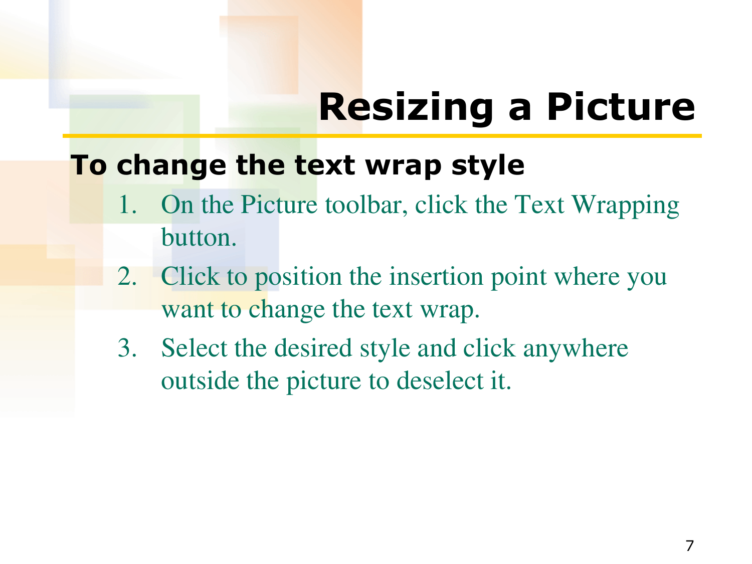# Resizing a Picture

**To change the text wrap style**

1. On the Picture toolbar, click the Text Wrapping button.
2. Click to position the insertion point where you want to change the text wrap.
3. Select the desired style and click anywhere outside the picture to deselect it.